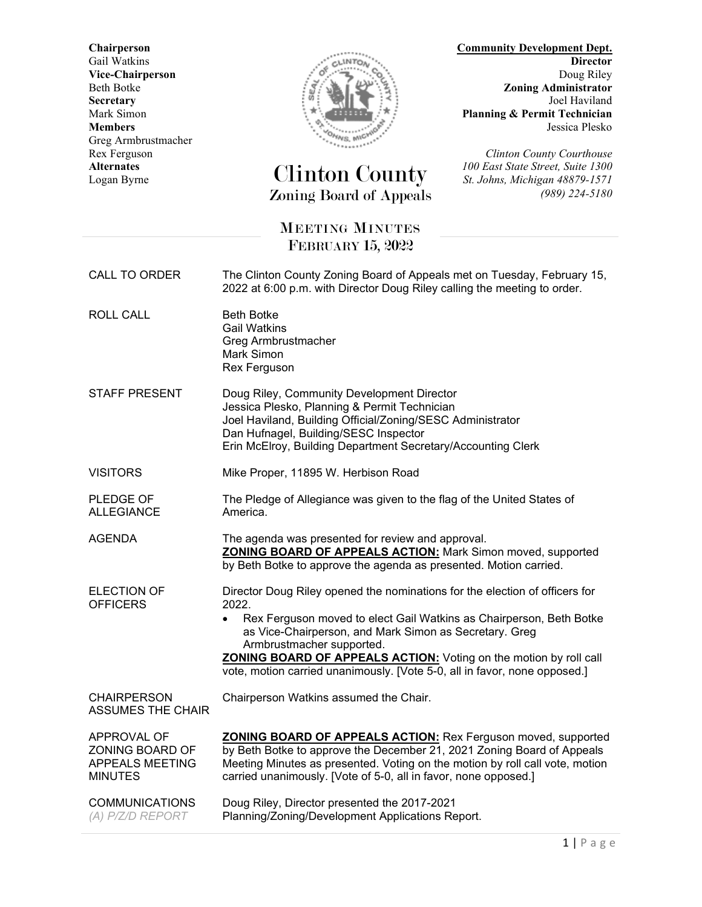**Chairperson**
Gail Watkins
**Vice-Chairperson**
Beth Botke
**Secretary**
Mark Simon
**Members**
Greg Armbrustmacher
Rex Ferguson
**Alternates**
Logan Byrne

**Community Development Dept.**
**Director**
Doug Riley
**Zoning Administrator**
Joel Haviland
**Planning & Permit Technician**
Jessica Plesko

*Clinton County Courthouse*
*100 East State Street, Suite 1300*
*St. Johns, Michigan 48879-1571*
*(989) 224-5180*

# Clinton County
## Zoning Board of Appeals

## MEETING MINUTES
## FEBRUARY 15, 2022

CALL TO ORDER
The Clinton County Zoning Board of Appeals met on Tuesday, February 15, 2022 at 6:00 p.m. with Director Doug Riley calling the meeting to order.

ROLL CALL
Beth Botke
Gail Watkins
Greg Armbrustmacher
Mark Simon
Rex Ferguson

STAFF PRESENT
Doug Riley, Community Development Director
Jessica Plesko, Planning & Permit Technician
Joel Haviland, Building Official/Zoning/SESC Administrator
Dan Hufnagel, Building/SESC Inspector
Erin McElroy, Building Department Secretary/Accounting Clerk

VISITORS
Mike Proper, 11895 W. Herbison Road

PLEDGE OF ALLEGIANCE
The Pledge of Allegiance was given to the flag of the United States of America.

AGENDA
The agenda was presented for review and approval.
**ZONING BOARD OF APPEALS ACTION:** Mark Simon moved, supported by Beth Botke to approve the agenda as presented. Motion carried.

ELECTION OF OFFICERS
Director Doug Riley opened the nominations for the election of officers for 2022.

- Rex Ferguson moved to elect Gail Watkins as Chairperson, Beth Botke as Vice-Chairperson, and Mark Simon as Secretary. Greg Armbrustmacher supported.

**ZONING BOARD OF APPEALS ACTION:** Voting on the motion by roll call vote, motion carried unanimously. [Vote 5-0, all in favor, none opposed.]

CHAIRPERSON ASSUMES THE CHAIR
Chairperson Watkins assumed the Chair.

APPROVAL OF ZONING BOARD OF APPEALS MEETING MINUTES
**ZONING BOARD OF APPEALS ACTION:** Rex Ferguson moved, supported by Beth Botke to approve the December 21, 2021 Zoning Board of Appeals Meeting Minutes as presented. Voting on the motion by roll call vote, motion carried unanimously. [Vote of 5-0, all in favor, none opposed.]

COMMUNICATIONS
*(A) P/Z/D REPORT*
Doug Riley, Director presented the 2017-2021 Planning/Zoning/Development Applications Report.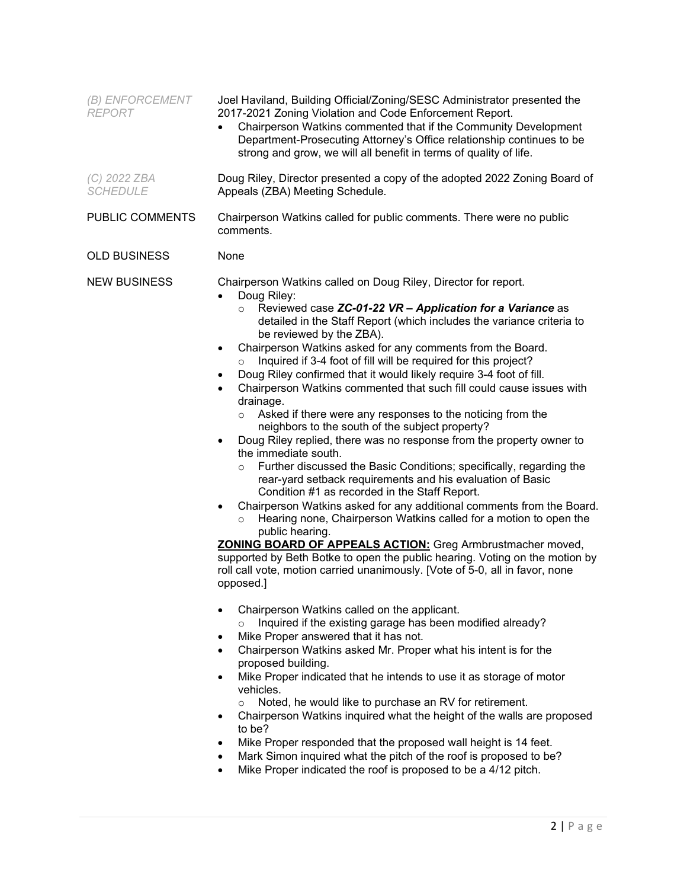*(B) ENFORCEMENT REPORT*

Joel Haviland, Building Official/Zoning/SESC Administrator presented the 2017-2021 Zoning Violation and Code Enforcement Report.

- Chairperson Watkins commented that if the Community Development Department-Prosecuting Attorney's Office relationship continues to be strong and grow, we will all benefit in terms of quality of life.

*(C) 2022 ZBA SCHEDULE*

Doug Riley, Director presented a copy of the adopted 2022 Zoning Board of Appeals (ZBA) Meeting Schedule.

PUBLIC COMMENTS

Chairperson Watkins called for public comments. There were no public comments.

OLD BUSINESS

None

NEW BUSINESS

Chairperson Watkins called on Doug Riley, Director for report.

- Doug Riley:
  - Reviewed case ***ZC-01-22 VR – Application for a Variance*** as detailed in the Staff Report (which includes the variance criteria to be reviewed by the ZBA).
- Chairperson Watkins asked for any comments from the Board.
  - Inquired if 3-4 foot of fill will be required for this project?
- Doug Riley confirmed that it would likely require 3-4 foot of fill.
- Chairperson Watkins commented that such fill could cause issues with drainage.
  - Asked if there were any responses to the noticing from the neighbors to the south of the subject property?
- Doug Riley replied, there was no response from the property owner to the immediate south.
  - Further discussed the Basic Conditions; specifically, regarding the rear-yard setback requirements and his evaluation of Basic Condition #1 as recorded in the Staff Report.
- Chairperson Watkins asked for any additional comments from the Board.
  - Hearing none, Chairperson Watkins called for a motion to open the public hearing.

**ZONING BOARD OF APPEALS ACTION:** Greg Armbrustmacher moved, supported by Beth Botke to open the public hearing. Voting on the motion by roll call vote, motion carried unanimously. [Vote of 5-0, all in favor, none opposed.]

- Chairperson Watkins called on the applicant.
  - Inquired if the existing garage has been modified already?
- Mike Proper answered that it has not.
- Chairperson Watkins asked Mr. Proper what his intent is for the proposed building.
- Mike Proper indicated that he intends to use it as storage of motor vehicles.
  - Noted, he would like to purchase an RV for retirement.
- Chairperson Watkins inquired what the height of the walls are proposed to be?
- Mike Proper responded that the proposed wall height is 14 feet.
- Mark Simon inquired what the pitch of the roof is proposed to be?
- Mike Proper indicated the roof is proposed to be a 4/12 pitch.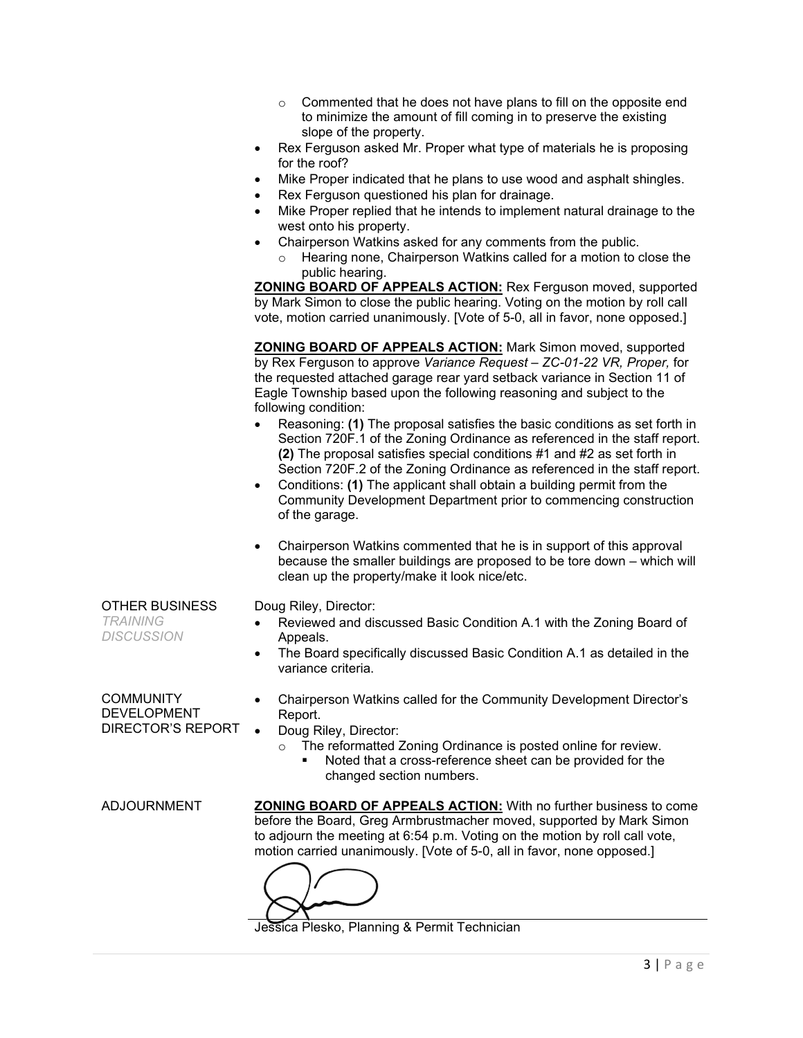- Commented that he does not have plans to fill on the opposite end to minimize the amount of fill coming in to preserve the existing slope of the property.

- Rex Ferguson asked Mr. Proper what type of materials he is proposing for the roof?
- Mike Proper indicated that he plans to use wood and asphalt shingles.
- Rex Ferguson questioned his plan for drainage.
- Mike Proper replied that he intends to implement natural drainage to the west onto his property.
- Chairperson Watkins asked for any comments from the public.
  - Hearing none, Chairperson Watkins called for a motion to close the public hearing.

**ZONING BOARD OF APPEALS ACTION:** Rex Ferguson moved, supported by Mark Simon to close the public hearing. Voting on the motion by roll call vote, motion carried unanimously. [Vote of 5-0, all in favor, none opposed.]

**ZONING BOARD OF APPEALS ACTION:** Mark Simon moved, supported by Rex Ferguson to approve *Variance Request – ZC-01-22 VR, Proper,* for the requested attached garage rear yard setback variance in Section 11 of Eagle Township based upon the following reasoning and subject to the following condition:

- Reasoning: **(1)** The proposal satisfies the basic conditions as set forth in Section 720F.1 of the Zoning Ordinance as referenced in the staff report. **(2)** The proposal satisfies special conditions #1 and #2 as set forth in Section 720F.2 of the Zoning Ordinance as referenced in the staff report.
- Conditions: **(1)** The applicant shall obtain a building permit from the Community Development Department prior to commencing construction of the garage.

- Chairperson Watkins commented that he is in support of this approval because the smaller buildings are proposed to be tore down – which will clean up the property/make it look nice/etc.

OTHER BUSINESS
*TRAINING DISCUSSION*

Doug Riley, Director:

- Reviewed and discussed Basic Condition A.1 with the Zoning Board of Appeals.
- The Board specifically discussed Basic Condition A.1 as detailed in the variance criteria.

COMMUNITY DEVELOPMENT DIRECTOR'S REPORT

- Chairperson Watkins called for the Community Development Director's Report.
- Doug Riley, Director:
  - The reformatted Zoning Ordinance is posted online for review.
    - Noted that a cross-reference sheet can be provided for the changed section numbers.

ADJOURNMENT

**ZONING BOARD OF APPEALS ACTION:** With no further business to come before the Board, Greg Armbrustmacher moved, supported by Mark Simon to adjourn the meeting at 6:54 p.m. Voting on the motion by roll call vote, motion carried unanimously. [Vote of 5-0, all in favor, none opposed.]

Jessica Plesko, Planning & Permit Technician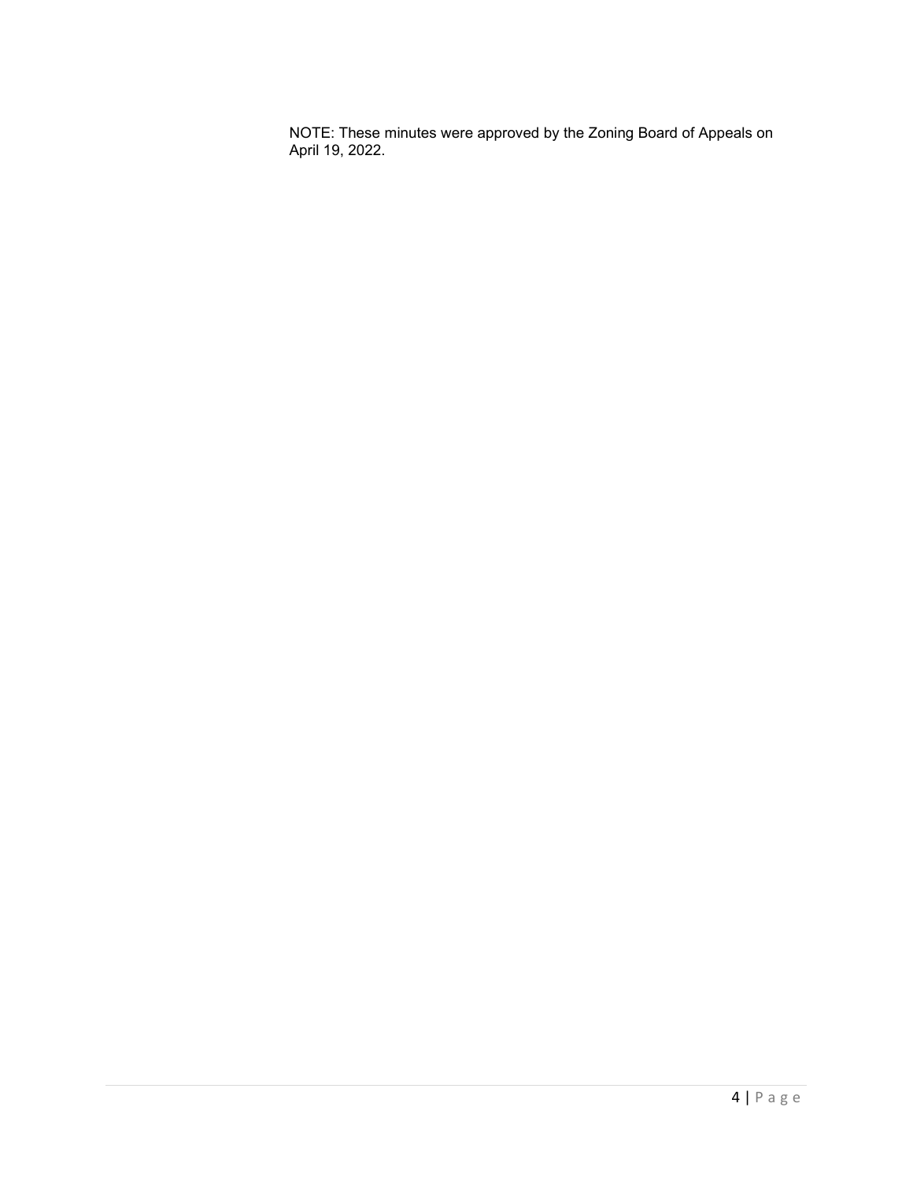NOTE: These minutes were approved by the Zoning Board of Appeals on April 19, 2022.